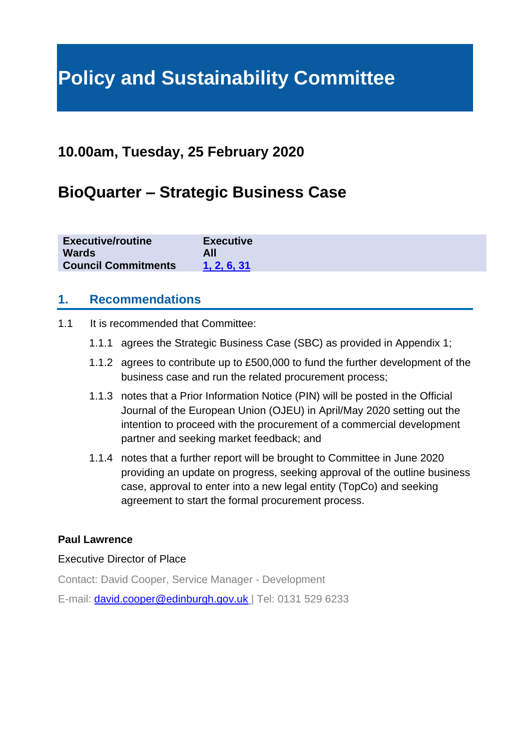# Policy and Sustainability Committee

## 10.00am, Tuesday, 25 February 2020

## BioQuarter – Strategic Business Case

| | |
|---|---|
| **Executive/routine** | **Executive** |
| **Wards** | **All** |
| **Council Commitments** | **1, 2, 6, 31** |

## 1. Recommendations

1.1 It is recommended that Committee:

1.1.1 agrees the Strategic Business Case (SBC) as provided in Appendix 1;

1.1.2 agrees to contribute up to £500,000 to fund the further development of the business case and run the related procurement process;

1.1.3 notes that a Prior Information Notice (PIN) will be posted in the Official Journal of the European Union (OJEU) in April/May 2020 setting out the intention to proceed with the procurement of a commercial development partner and seeking market feedback; and

1.1.4 notes that a further report will be brought to Committee in June 2020 providing an update on progress, seeking approval of the outline business case, approval to enter into a new legal entity (TopCo) and seeking agreement to start the formal procurement process.

**Paul Lawrence**

Executive Director of Place

Contact: David Cooper, Service Manager - Development

E-mail: david.cooper@edinburgh.gov.uk | Tel: 0131 529 6233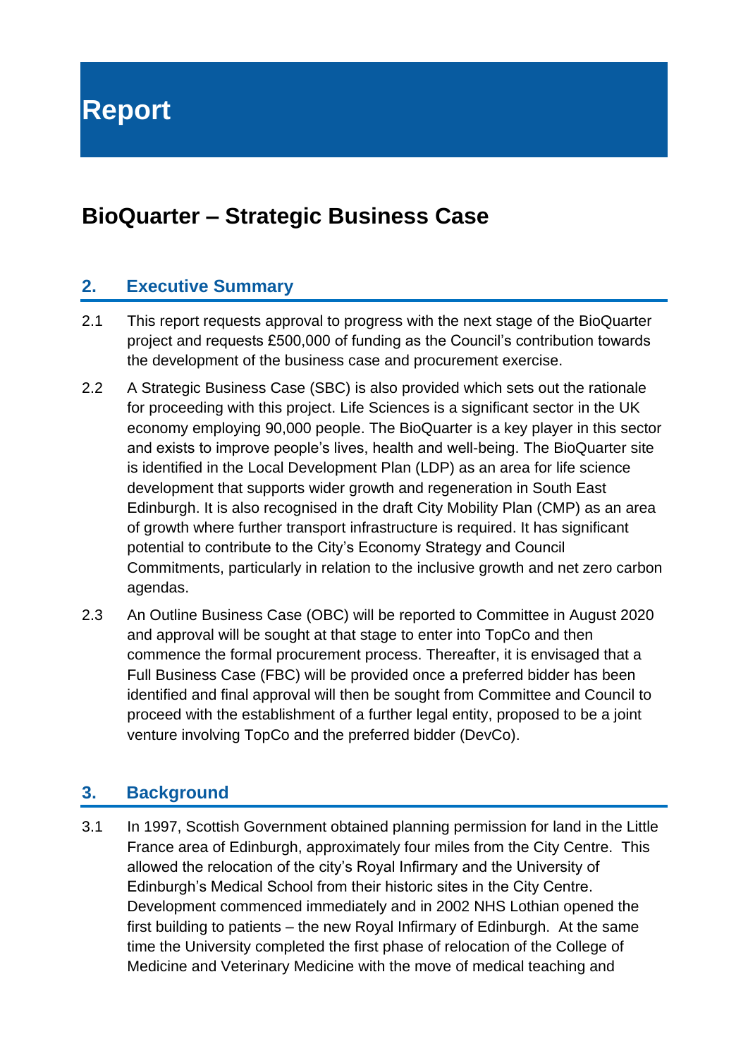# Report

## BioQuarter – Strategic Business Case

### 2. Executive Summary

2.1 This report requests approval to progress with the next stage of the BioQuarter project and requests £500,000 of funding as the Council's contribution towards the development of the business case and procurement exercise.

2.2 A Strategic Business Case (SBC) is also provided which sets out the rationale for proceeding with this project. Life Sciences is a significant sector in the UK economy employing 90,000 people. The BioQuarter is a key player in this sector and exists to improve people's lives, health and well-being. The BioQuarter site is identified in the Local Development Plan (LDP) as an area for life science development that supports wider growth and regeneration in South East Edinburgh. It is also recognised in the draft City Mobility Plan (CMP) as an area of growth where further transport infrastructure is required. It has significant potential to contribute to the City's Economy Strategy and Council Commitments, particularly in relation to the inclusive growth and net zero carbon agendas.

2.3 An Outline Business Case (OBC) will be reported to Committee in August 2020 and approval will be sought at that stage to enter into TopCo and then commence the formal procurement process. Thereafter, it is envisaged that a Full Business Case (FBC) will be provided once a preferred bidder has been identified and final approval will then be sought from Committee and Council to proceed with the establishment of a further legal entity, proposed to be a joint venture involving TopCo and the preferred bidder (DevCo).

### 3. Background

3.1 In 1997, Scottish Government obtained planning permission for land in the Little France area of Edinburgh, approximately four miles from the City Centre. This allowed the relocation of the city's Royal Infirmary and the University of Edinburgh's Medical School from their historic sites in the City Centre. Development commenced immediately and in 2002 NHS Lothian opened the first building to patients – the new Royal Infirmary of Edinburgh. At the same time the University completed the first phase of relocation of the College of Medicine and Veterinary Medicine with the move of medical teaching and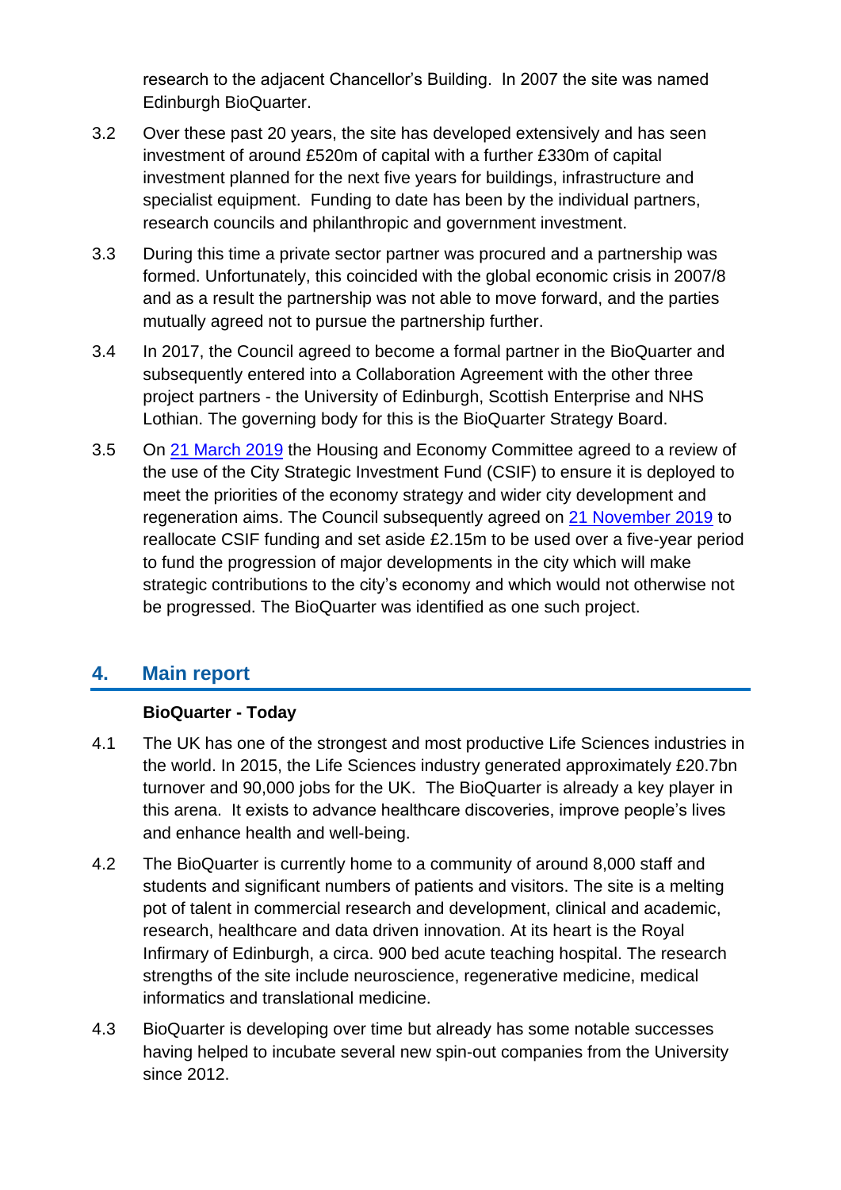research to the adjacent Chancellor's Building. In 2007 the site was named Edinburgh BioQuarter.

3.2 Over these past 20 years, the site has developed extensively and has seen investment of around £520m of capital with a further £330m of capital investment planned for the next five years for buildings, infrastructure and specialist equipment. Funding to date has been by the individual partners, research councils and philanthropic and government investment.

3.3 During this time a private sector partner was procured and a partnership was formed. Unfortunately, this coincided with the global economic crisis in 2007/8 and as a result the partnership was not able to move forward, and the parties mutually agreed not to pursue the partnership further.

3.4 In 2017, the Council agreed to become a formal partner in the BioQuarter and subsequently entered into a Collaboration Agreement with the other three project partners - the University of Edinburgh, Scottish Enterprise and NHS Lothian. The governing body for this is the BioQuarter Strategy Board.

3.5 On 21 March 2019 the Housing and Economy Committee agreed to a review of the use of the City Strategic Investment Fund (CSIF) to ensure it is deployed to meet the priorities of the economy strategy and wider city development and regeneration aims. The Council subsequently agreed on 21 November 2019 to reallocate CSIF funding and set aside £2.15m to be used over a five-year period to fund the progression of major developments in the city which will make strategic contributions to the city's economy and which would not otherwise not be progressed. The BioQuarter was identified as one such project.

## 4. Main report

**BioQuarter - Today**

4.1 The UK has one of the strongest and most productive Life Sciences industries in the world. In 2015, the Life Sciences industry generated approximately £20.7bn turnover and 90,000 jobs for the UK. The BioQuarter is already a key player in this arena. It exists to advance healthcare discoveries, improve people's lives and enhance health and well-being.

4.2 The BioQuarter is currently home to a community of around 8,000 staff and students and significant numbers of patients and visitors. The site is a melting pot of talent in commercial research and development, clinical and academic, research, healthcare and data driven innovation. At its heart is the Royal Infirmary of Edinburgh, a circa. 900 bed acute teaching hospital. The research strengths of the site include neuroscience, regenerative medicine, medical informatics and translational medicine.

4.3 BioQuarter is developing over time but already has some notable successes having helped to incubate several new spin-out companies from the University since 2012.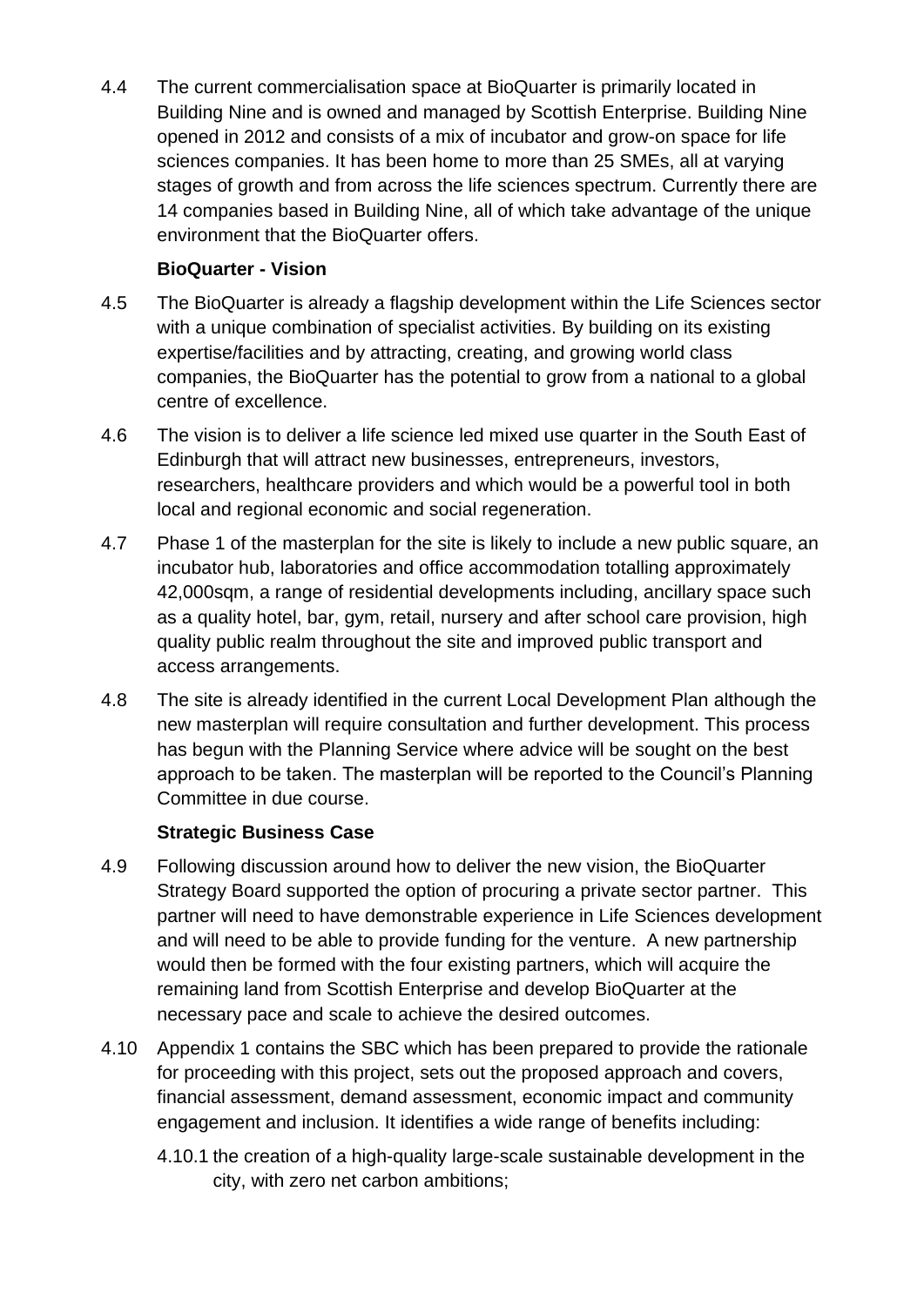4.4 The current commercialisation space at BioQuarter is primarily located in Building Nine and is owned and managed by Scottish Enterprise. Building Nine opened in 2012 and consists of a mix of incubator and grow-on space for life sciences companies. It has been home to more than 25 SMEs, all at varying stages of growth and from across the life sciences spectrum. Currently there are 14 companies based in Building Nine, all of which take advantage of the unique environment that the BioQuarter offers.

**BioQuarter - Vision**

4.5 The BioQuarter is already a flagship development within the Life Sciences sector with a unique combination of specialist activities. By building on its existing expertise/facilities and by attracting, creating, and growing world class companies, the BioQuarter has the potential to grow from a national to a global centre of excellence.

4.6 The vision is to deliver a life science led mixed use quarter in the South East of Edinburgh that will attract new businesses, entrepreneurs, investors, researchers, healthcare providers and which would be a powerful tool in both local and regional economic and social regeneration.

4.7 Phase 1 of the masterplan for the site is likely to include a new public square, an incubator hub, laboratories and office accommodation totalling approximately 42,000sqm, a range of residential developments including, ancillary space such as a quality hotel, bar, gym, retail, nursery and after school care provision, high quality public realm throughout the site and improved public transport and access arrangements.

4.8 The site is already identified in the current Local Development Plan although the new masterplan will require consultation and further development. This process has begun with the Planning Service where advice will be sought on the best approach to be taken. The masterplan will be reported to the Council's Planning Committee in due course.

**Strategic Business Case**

4.9 Following discussion around how to deliver the new vision, the BioQuarter Strategy Board supported the option of procuring a private sector partner. This partner will need to have demonstrable experience in Life Sciences development and will need to be able to provide funding for the venture. A new partnership would then be formed with the four existing partners, which will acquire the remaining land from Scottish Enterprise and develop BioQuarter at the necessary pace and scale to achieve the desired outcomes.

4.10 Appendix 1 contains the SBC which has been prepared to provide the rationale for proceeding with this project, sets out the proposed approach and covers, financial assessment, demand assessment, economic impact and community engagement and inclusion. It identifies a wide range of benefits including:

4.10.1 the creation of a high-quality large-scale sustainable development in the city, with zero net carbon ambitions;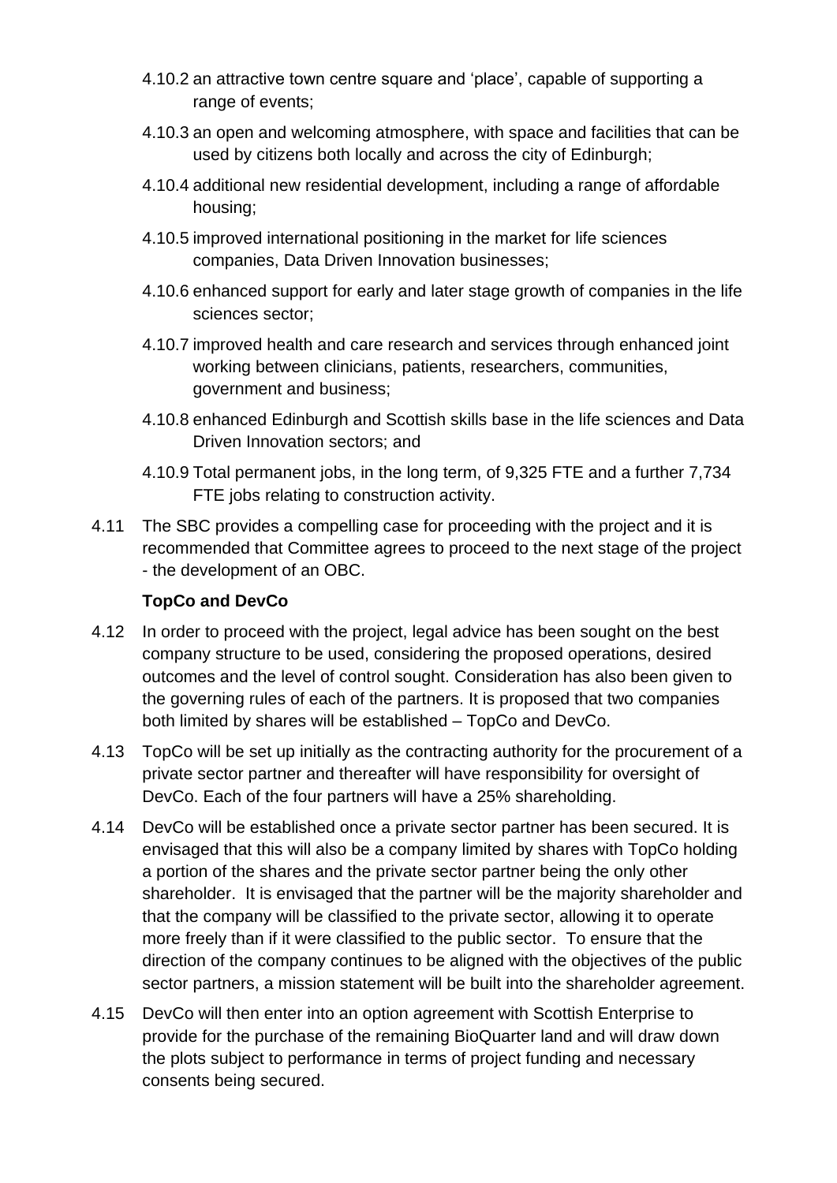4.10.2 an attractive town centre square and 'place', capable of supporting a range of events;

4.10.3 an open and welcoming atmosphere, with space and facilities that can be used by citizens both locally and across the city of Edinburgh;

4.10.4 additional new residential development, including a range of affordable housing;

4.10.5 improved international positioning in the market for life sciences companies, Data Driven Innovation businesses;

4.10.6 enhanced support for early and later stage growth of companies in the life sciences sector;

4.10.7 improved health and care research and services through enhanced joint working between clinicians, patients, researchers, communities, government and business;

4.10.8 enhanced Edinburgh and Scottish skills base in the life sciences and Data Driven Innovation sectors; and

4.10.9 Total permanent jobs, in the long term, of 9,325 FTE and a further 7,734 FTE jobs relating to construction activity.

4.11 The SBC provides a compelling case for proceeding with the project and it is recommended that Committee agrees to proceed to the next stage of the project - the development of an OBC.

**TopCo and DevCo**

4.12 In order to proceed with the project, legal advice has been sought on the best company structure to be used, considering the proposed operations, desired outcomes and the level of control sought. Consideration has also been given to the governing rules of each of the partners. It is proposed that two companies both limited by shares will be established – TopCo and DevCo.

4.13 TopCo will be set up initially as the contracting authority for the procurement of a private sector partner and thereafter will have responsibility for oversight of DevCo. Each of the four partners will have a 25% shareholding.

4.14 DevCo will be established once a private sector partner has been secured. It is envisaged that this will also be a company limited by shares with TopCo holding a portion of the shares and the private sector partner being the only other shareholder. It is envisaged that the partner will be the majority shareholder and that the company will be classified to the private sector, allowing it to operate more freely than if it were classified to the public sector. To ensure that the direction of the company continues to be aligned with the objectives of the public sector partners, a mission statement will be built into the shareholder agreement.

4.15 DevCo will then enter into an option agreement with Scottish Enterprise to provide for the purchase of the remaining BioQuarter land and will draw down the plots subject to performance in terms of project funding and necessary consents being secured.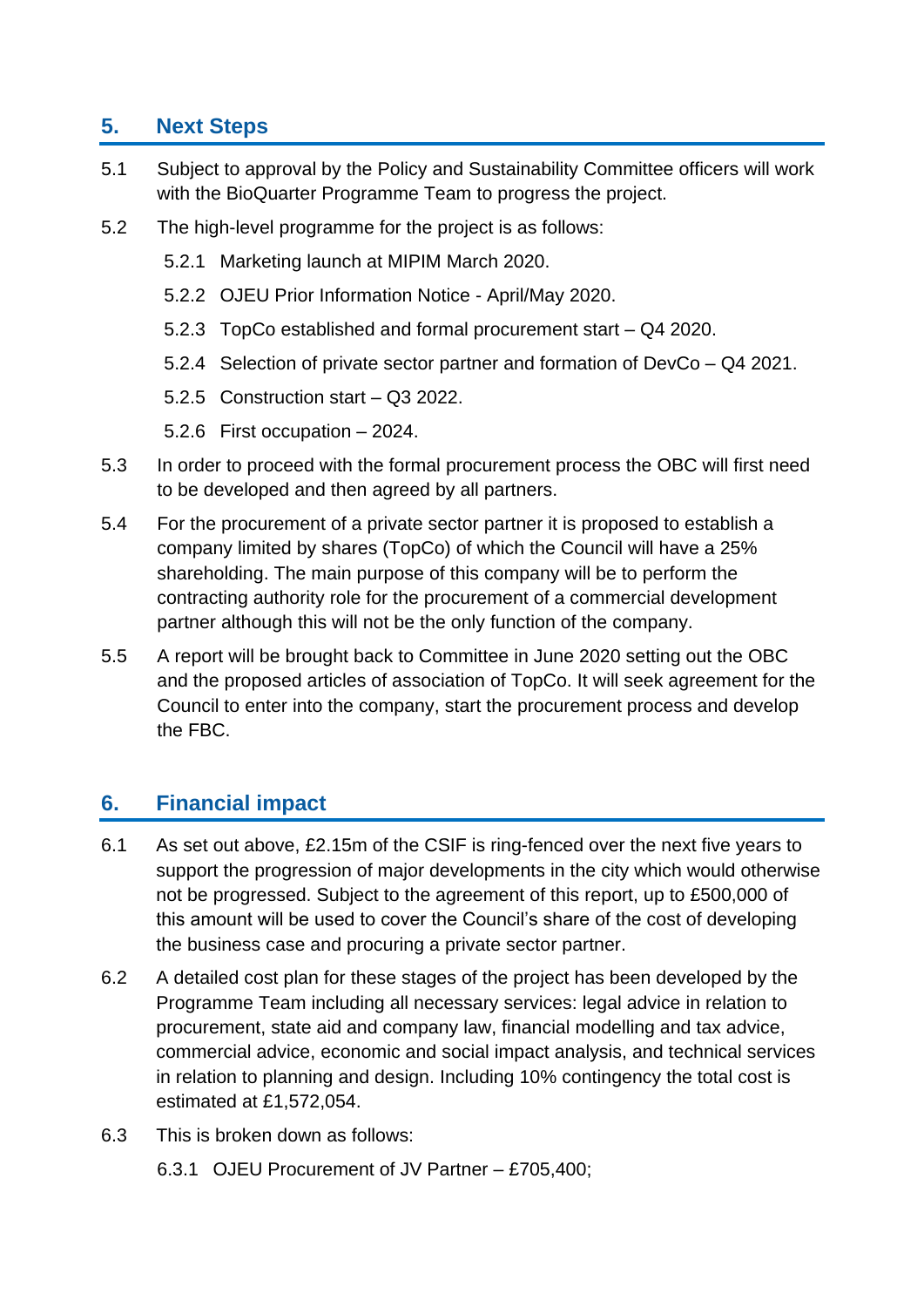## 5. Next Steps

5.1 Subject to approval by the Policy and Sustainability Committee officers will work with the BioQuarter Programme Team to progress the project.

5.2 The high-level programme for the project is as follows:

5.2.1 Marketing launch at MIPIM March 2020.

5.2.2 OJEU Prior Information Notice - April/May 2020.

5.2.3 TopCo established and formal procurement start – Q4 2020.

5.2.4 Selection of private sector partner and formation of DevCo – Q4 2021.

5.2.5 Construction start – Q3 2022.

5.2.6 First occupation – 2024.

5.3 In order to proceed with the formal procurement process the OBC will first need to be developed and then agreed by all partners.

5.4 For the procurement of a private sector partner it is proposed to establish a company limited by shares (TopCo) of which the Council will have a 25% shareholding. The main purpose of this company will be to perform the contracting authority role for the procurement of a commercial development partner although this will not be the only function of the company.

5.5 A report will be brought back to Committee in June 2020 setting out the OBC and the proposed articles of association of TopCo. It will seek agreement for the Council to enter into the company, start the procurement process and develop the FBC.

## 6. Financial impact

6.1 As set out above, £2.15m of the CSIF is ring-fenced over the next five years to support the progression of major developments in the city which would otherwise not be progressed. Subject to the agreement of this report, up to £500,000 of this amount will be used to cover the Council's share of the cost of developing the business case and procuring a private sector partner.

6.2 A detailed cost plan for these stages of the project has been developed by the Programme Team including all necessary services: legal advice in relation to procurement, state aid and company law, financial modelling and tax advice, commercial advice, economic and social impact analysis, and technical services in relation to planning and design. Including 10% contingency the total cost is estimated at £1,572,054.

6.3 This is broken down as follows:

6.3.1 OJEU Procurement of JV Partner – £705,400;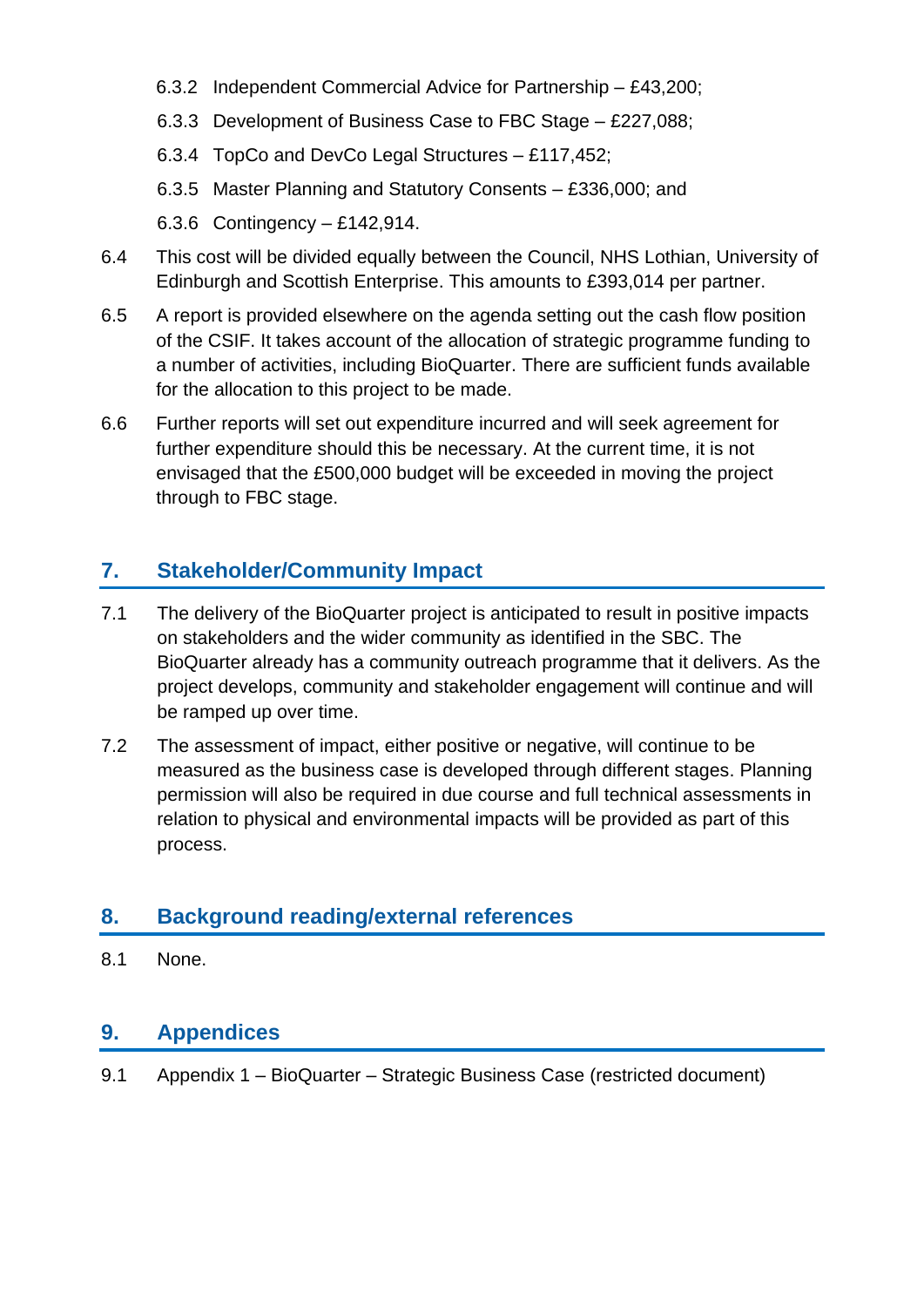6.3.2 Independent Commercial Advice for Partnership – £43,200;

6.3.3 Development of Business Case to FBC Stage – £227,088;

6.3.4 TopCo and DevCo Legal Structures – £117,452;

6.3.5 Master Planning and Statutory Consents – £336,000; and

6.3.6 Contingency – £142,914.

6.4 This cost will be divided equally between the Council, NHS Lothian, University of Edinburgh and Scottish Enterprise. This amounts to £393,014 per partner.

6.5 A report is provided elsewhere on the agenda setting out the cash flow position of the CSIF. It takes account of the allocation of strategic programme funding to a number of activities, including BioQuarter. There are sufficient funds available for the allocation to this project to be made.

6.6 Further reports will set out expenditure incurred and will seek agreement for further expenditure should this be necessary. At the current time, it is not envisaged that the £500,000 budget will be exceeded in moving the project through to FBC stage.

## 7. Stakeholder/Community Impact

7.1 The delivery of the BioQuarter project is anticipated to result in positive impacts on stakeholders and the wider community as identified in the SBC. The BioQuarter already has a community outreach programme that it delivers. As the project develops, community and stakeholder engagement will continue and will be ramped up over time.

7.2 The assessment of impact, either positive or negative, will continue to be measured as the business case is developed through different stages. Planning permission will also be required in due course and full technical assessments in relation to physical and environmental impacts will be provided as part of this process.

## 8. Background reading/external references

8.1 None.

## 9. Appendices

9.1 Appendix 1 – BioQuarter – Strategic Business Case (restricted document)